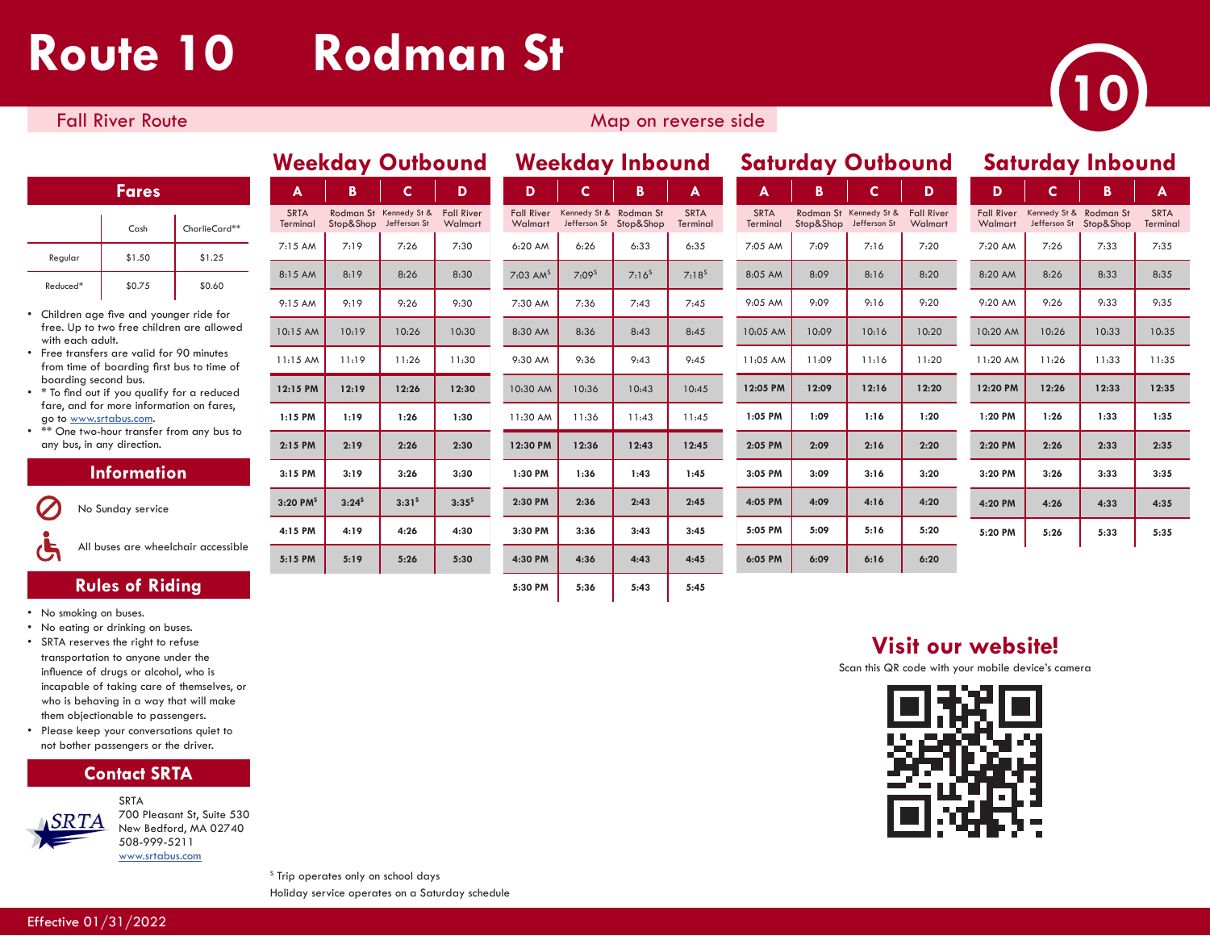# Route 10 Rodman St

Fall River Route

Map on reverse side

## Fares

| | Cash | CharlieCard** |
|---|---|---|
| Regular | $1.50 | $1.25 |
| Reduced* | $0.75 | $0.60 |

- Children age five and younger ride for free. Up to two free children are allowed with each adult.
- Free transfers are valid for 90 minutes from time of boarding first bus to time of boarding second bus.
- * To find out if you qualify for a reduced fare, and for more information on fares, go to www.srtabus.com.
- ** One two-hour transfer from any bus to any bus, in any direction.

## Information

No Sunday service

All buses are wheelchair accessible

## Rules of Riding

- No smoking on buses.
- No eating or drinking on buses.
- SRTA reserves the right to refuse transportation to anyone under the influence of drugs or alcohol, who is incapable of taking care of themselves, or who is behaving in a way that will make them objectionable to passengers.
- Please keep your conversations quiet to not bother passengers or the driver.

## Contact SRTA

SRTA
700 Pleasant St, Suite 530
New Bedford, MA 02740
508-999-5211
www.srtabus.com

## Weekday Outbound

| A SRTA Terminal | B Rodman St Stop&Shop | C Kennedy St & Jefferson St | D Fall River Walmart |
|---|---|---|---|
| 7:15 AM | 7:19 | 7:26 | 7:30 |
| 8:15 AM | 8:19 | 8:26 | 8:30 |
| 9:15 AM | 9:19 | 9:26 | 9:30 |
| 10:15 AM | 10:19 | 10:26 | 10:30 |
| 11:15 AM | 11:19 | 11:26 | 11:30 |
| **12:15 PM** | **12:19** | **12:26** | **12:30** |
| **1:15 PM** | **1:19** | **1:26** | **1:30** |
| **2:15 PM** | **2:19** | **2:26** | **2:30** |
| **3:15 PM** | **3:19** | **3:26** | **3:30** |
| **3:20 PM[S]** | **3:24[S]** | **3:31[S]** | **3:35[S]** |
| **4:15 PM** | **4:19** | **4:26** | **4:30** |
| **5:15 PM** | **5:19** | **5:26** | **5:30** |

## Weekday Inbound

| D Fall River Walmart | C Kennedy St & Jefferson St | B Rodman St Stop&Shop | A SRTA Terminal |
|---|---|---|---|
| 6:20 AM | 6:26 | 6:33 | 6:35 |
| 7:03 AM[S] | 7:09[S] | 7:16[S] | 7:18[S] |
| 7:30 AM | 7:36 | 7:43 | 7:45 |
| 8:30 AM | 8:36 | 8:43 | 8:45 |
| 9:30 AM | 9:36 | 9:43 | 9:45 |
| 10:30 AM | 10:36 | 10:43 | 10:45 |
| 11:30 AM | 11:36 | 11:43 | 11:45 |
| **12:30 PM** | **12:36** | **12:43** | **12:45** |
| **1:30 PM** | **1:36** | **1:43** | **1:45** |
| **2:30 PM** | **2:36** | **2:43** | **2:45** |
| **3:30 PM** | **3:36** | **3:43** | **3:45** |
| **4:30 PM** | **4:36** | **4:43** | **4:45** |
| **5:30 PM** | **5:36** | **5:43** | **5:45** |

## Saturday Outbound

| A SRTA Terminal | B Rodman St Stop&Shop | C Kennedy St & Jefferson St | D Fall River Walmart |
|---|---|---|---|
| 7:05 AM | 7:09 | 7:16 | 7:20 |
| 8:05 AM | 8:09 | 8:16 | 8:20 |
| 9:05 AM | 9:09 | 9:16 | 9:20 |
| 10:05 AM | 10:09 | 10:16 | 10:20 |
| 11:05 AM | 11:09 | 11:16 | 11:20 |
| **12:05 PM** | **12:09** | **12:16** | **12:20** |
| **1:05 PM** | **1:09** | **1:16** | **1:20** |
| **2:05 PM** | **2:09** | **2:16** | **2:20** |
| **3:05 PM** | **3:09** | **3:16** | **3:20** |
| **4:05 PM** | **4:09** | **4:16** | **4:20** |
| **5:05 PM** | **5:09** | **5:16** | **5:20** |
| **6:05 PM** | **6:09** | **6:16** | **6:20** |

## Saturday Inbound

| D Fall River Walmart | C Kennedy St & Jefferson St | B Rodman St Stop&Shop | A SRTA Terminal |
|---|---|---|---|
| 7:20 AM | 7:26 | 7:33 | 7:35 |
| 8:20 AM | 8:26 | 8:33 | 8:35 |
| 9:20 AM | 9:26 | 9:33 | 9:35 |
| 10:20 AM | 10:26 | 10:33 | 10:35 |
| 11:20 AM | 11:26 | 11:33 | 11:35 |
| **12:20 PM** | **12:26** | **12:33** | **12:35** |
| **1:20 PM** | **1:26** | **1:33** | **1:35** |
| **2:20 PM** | **2:26** | **2:33** | **2:35** |
| **3:20 PM** | **3:26** | **3:33** | **3:35** |
| **4:20 PM** | **4:26** | **4:33** | **4:35** |
| **5:20 PM** | **5:26** | **5:33** | **5:35** |

[S] Trip operates only on school days

Holiday service operates on a Saturday schedule

## Visit our website!

Scan this QR code with your mobile device's camera

Effective 01/31/2022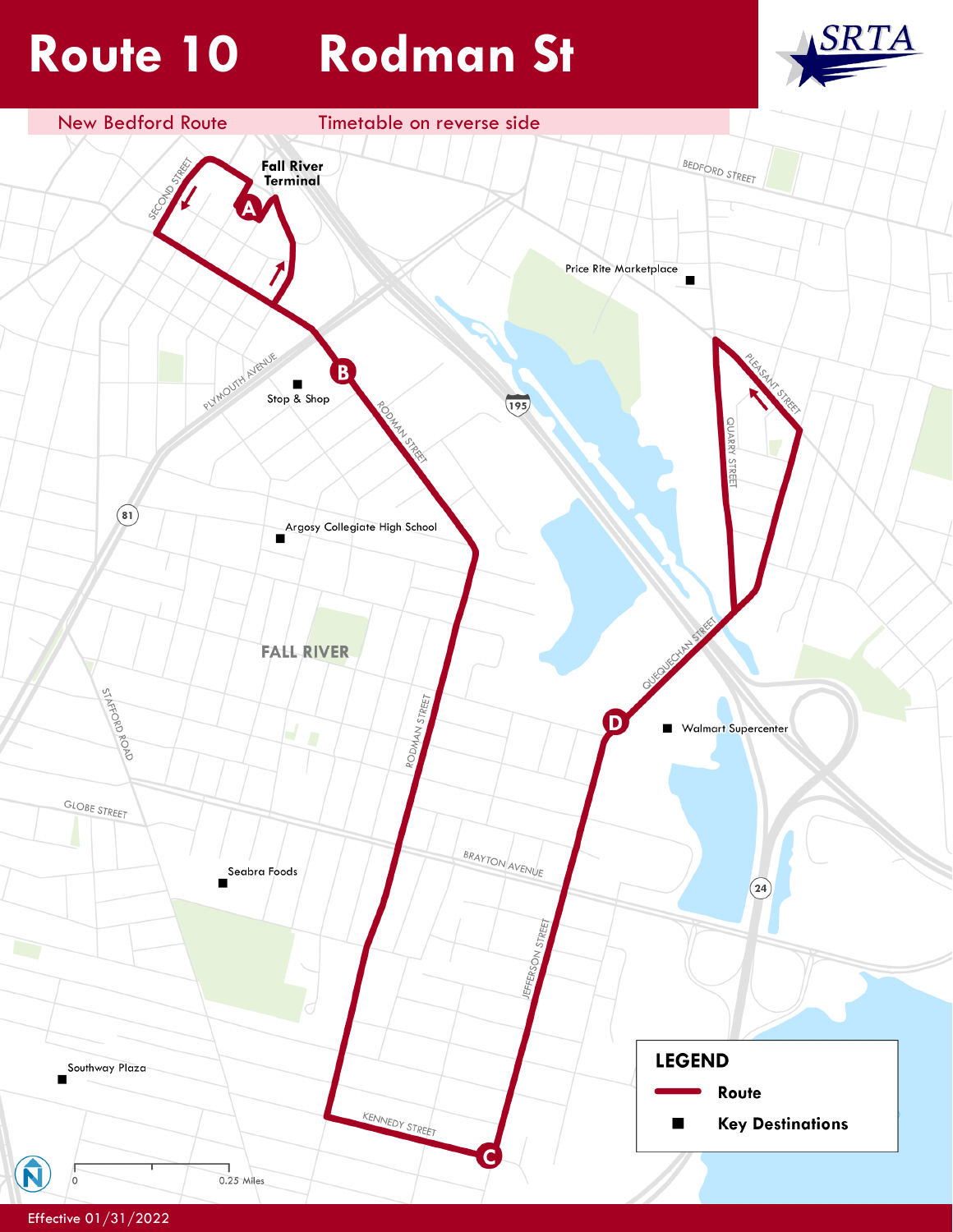# Route 10 Rodman St

New Bedford Route

Timetable on reverse side

SRTA

Fall River Terminal

A

B

C

D

SECOND STREET

BEDFORD STREET

Price Rite Marketplace

PLYMOUTH AVENUE

Stop & Shop

RODMAN STREET

195

PLEASANT STREET

QUARRY STREET

81

Argosy Collegiate High School

FALL RIVER

QUEQUECHAN STREET

Walmart Supercenter

STAFFORD ROAD

GLOBE STREET

BRAYTON AVENUE

Seabra Foods

24

JEFFERSON STREET

Southway Plaza

KENNEDY STREET

0

0.25 Miles

N

**LEGEND**

Route

Key Destinations

Effective 01/31/2022